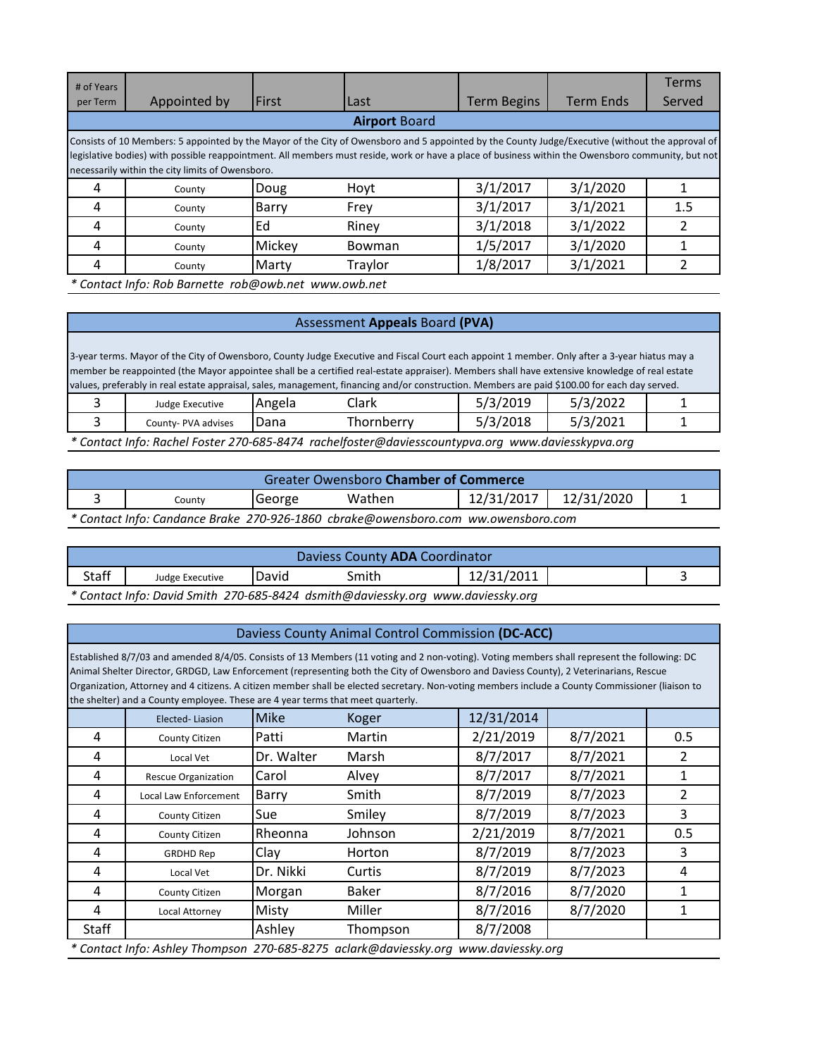| # of Years per Term | Appointed by | First | Last | Term Begins | Term Ends | Terms Served |
|---|---|---|---|---|---|---|
| **Airport** Board | | | | | | |
| Consists of 10 Members: 5 appointed by the Mayor of the City of Owensboro and 5 appointed by the County Judge/Executive (without the approval of legislative bodies) with possible reappointment. All members must reside, work or have a place of business within the Owensboro community, but not necessarily within the city limits of Owensboro. | | | | | | |
| 4 | County | Doug | Hoyt | 3/1/2017 | 3/1/2020 | 1 |
| 4 | County | Barry | Frey | 3/1/2017 | 3/1/2021 | 1.5 |
| 4 | County | Ed | Riney | 3/1/2018 | 3/1/2022 | 2 |
| 4 | County | Mickey | Bowman | 1/5/2017 | 3/1/2020 | 1 |
| 4 | County | Marty | Traylor | 1/8/2017 | 3/1/2021 | 2 |

*\* Contact Info: Rob Barnette rob@owb.net www.owb.net*

| # of Years per Term | Appointed by | First | Last | Term Begins | Term Ends | Terms Served |
|---|---|---|---|---|---|---|
| Assessment **Appeals** Board **(PVA)** | | | | | | |
| 3-year terms. Mayor of the City of Owensboro, County Judge Executive and Fiscal Court each appoint 1 member. Only after a 3-year hiatus may a member be reappointed (the Mayor appointee shall be a certified real-estate appraiser). Members shall have extensive knowledge of real estate values, preferably in real estate appraisal, sales, management, financing and/or construction. Members are paid $100.00 for each day served. | | | | | | |
| 3 | Judge Executive | Angela | Clark | 5/3/2019 | 5/3/2022 | 1 |
| 3 | County- PVA advises | Dana | Thornberry | 5/3/2018 | 5/3/2021 | 1 |

*\* Contact Info: Rachel Foster 270-685-8474 rachelfoster@daviesscountypva.org www.davieskypva.org*

| # of Years per Term | Appointed by | First | Last | Term Begins | Term Ends | Terms Served |
|---|---|---|---|---|---|---|
| Greater Owensboro **Chamber of Commerce** | | | | | | |
| 3 | County | George | Wathen | 12/31/2017 | 12/31/2020 | 1 |

*\* Contact Info: Candance Brake 270-926-1860 cbrake@owensboro.com ww.owensboro.com*

| # of Years per Term | Appointed by | First | Last | Term Begins | Term Ends | Terms Served |
|---|---|---|---|---|---|---|
| Daviess County **ADA** Coordinator | | | | | | |
| Staff | Judge Executive | David | Smith | 12/31/2011 | | 3 |

*\* Contact Info: David Smith 270-685-8424 dsmith@daviessky.org www.daviessky.org*

| # of Years per Term | Appointed by | First | Last | Term Begins | Term Ends | Terms Served |
|---|---|---|---|---|---|---|
| Daviess County Animal Control Commission **(DC-ACC)** | | | | | | |
| Established 8/7/03 and amended 8/4/05. Consists of 13 Members (11 voting and 2 non-voting). Voting members shall represent the following: DC Animal Shelter Director, GRDGD, Law Enforcement (representing both the City of Owensboro and Daviess County), 2 Veterinarians, Rescue Organization, Attorney and 4 citizens. A citizen member shall be elected secretary. Non-voting members include a County Commissioner (liaison to the shelter) and a County employee. These are 4 year terms that meet quarterly. | | | | | | |
| | Elected- Liasion | Mike | Koger | 12/31/2014 | | |
| 4 | County Citizen | Patti | Martin | 2/21/2019 | 8/7/2021 | 0.5 |
| 4 | Local Vet | Dr. Walter | Marsh | 8/7/2017 | 8/7/2021 | 2 |
| 4 | Rescue Organization | Carol | Alvey | 8/7/2017 | 8/7/2021 | 1 |
| 4 | Local Law Enforcement | Barry | Smith | 8/7/2019 | 8/7/2023 | 2 |
| 4 | County Citizen | Sue | Smiley | 8/7/2019 | 8/7/2023 | 3 |
| 4 | County Citizen | Rheonna | Johnson | 2/21/2019 | 8/7/2021 | 0.5 |
| 4 | GRDHD Rep | Clay | Horton | 8/7/2019 | 8/7/2023 | 3 |
| 4 | Local Vet | Dr. Nikki | Curtis | 8/7/2019 | 8/7/2023 | 4 |
| 4 | County Citizen | Morgan | Baker | 8/7/2016 | 8/7/2020 | 1 |
| 4 | Local Attorney | Misty | Miller | 8/7/2016 | 8/7/2020 | 1 |
| Staff | | Ashley | Thompson | 8/7/2008 | | |

*\* Contact Info: Ashley Thompson 270-685-8275 aclark@daviessky.org www.daviessky.org*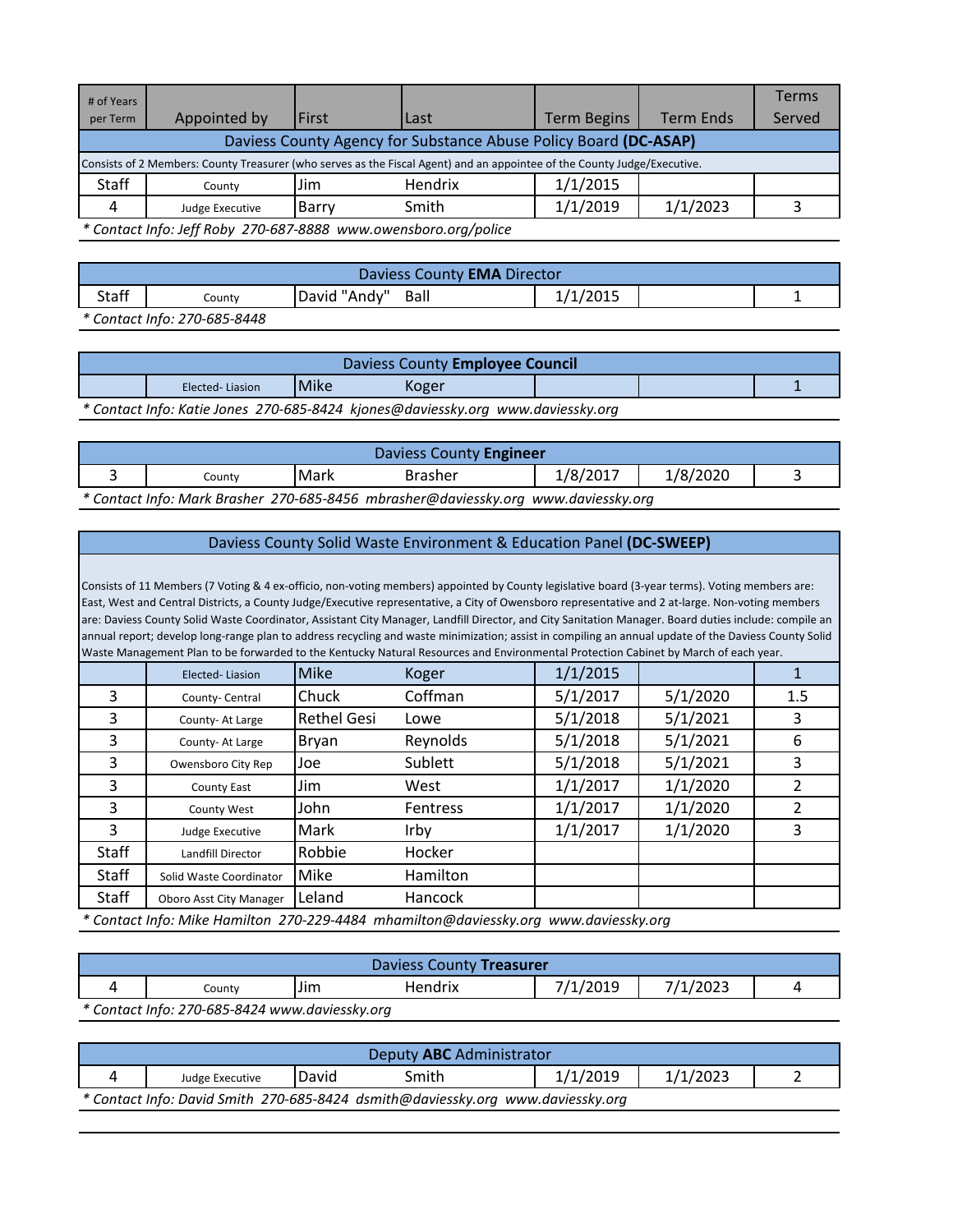| # of Years per Term | Appointed by | First | Last | Term Begins | Term Ends | Terms Served |
|---|---|---|---|---|---|---|
| **Daviess County Agency for Substance Abuse Policy Board (DC-ASAP)** | | | | | | |
| Consists of 2 Members: County Treasurer (who serves as the Fiscal Agent) and an appointee of the County Judge/Executive. | | | | | | |
| Staff | County | Jim | Hendrix | 1/1/2015 | | |
| 4 | Judge Executive | Barry | Smith | 1/1/2019 | 1/1/2023 | 3 |

*\* Contact Info: Jeff Roby 270-687-8888 www.owensboro.org/police*

| Daviess County **EMA** Director | | | | | | |
|---|---|---|---|---|---|---|
| Staff | County | David "Andy" | Ball | 1/1/2015 | | 1 |

*\* Contact Info: 270-685-8448*

| Daviess County **Employee Council** | | | | | | |
|---|---|---|---|---|---|---|
| | Elected- Liasion | Mike | Koger | | | 1 |

*\* Contact Info: Katie Jones 270-685-8424 kjones@daviessky.org www.daviessky.org*

| Daviess County **Engineer** | | | | | | |
|---|---|---|---|---|---|---|
| 3 | County | Mark | Brasher | 1/8/2017 | 1/8/2020 | 3 |

*\* Contact Info: Mark Brasher 270-685-8456 mbrasher@daviessky.org www.daviessky.org*

| Daviess County Solid Waste Environment & Education Panel **(DC-SWEEP)** | | | | | | |
|---|---|---|---|---|---|---|
| Consists of 11 Members (7 Voting & 4 ex-officio, non-voting members) appointed by County legislative board (3-year terms). Voting members are: East, West and Central Districts, a County Judge/Executive representative, a City of Owensboro representative and 2 at-large. Non-voting members are: Daviess County Solid Waste Coordinator, Assistant City Manager, Landfill Director, and City Sanitation Manager. Board duties include: compile an annual report; develop long-range plan to address recycling and waste minimization; assist in compiling an annual update of the Daviess County Solid Waste Management Plan to be forwarded to the Kentucky Natural Resources and Environmental Protection Cabinet by March of each year. | | | | | | |
| | Elected- Liasion | Mike | Koger | 1/1/2015 | | 1 |
| 3 | County- Central | Chuck | Coffman | 5/1/2017 | 5/1/2020 | 1.5 |
| 3 | County- At Large | Rethel Gesi | Lowe | 5/1/2018 | 5/1/2021 | 3 |
| 3 | County- At Large | Bryan | Reynolds | 5/1/2018 | 5/1/2021 | 6 |
| 3 | Owensboro City Rep | Joe | Sublett | 5/1/2018 | 5/1/2021 | 3 |
| 3 | County East | Jim | West | 1/1/2017 | 1/1/2020 | 2 |
| 3 | County West | John | Fentress | 1/1/2017 | 1/1/2020 | 2 |
| 3 | Judge Executive | Mark | Irby | 1/1/2017 | 1/1/2020 | 3 |
| Staff | Landfill Director | Robbie | Hocker | | | |
| Staff | Solid Waste Coordinator | Mike | Hamilton | | | |
| Staff | Oboro Asst City Manager | Leland | Hancock | | | |

*\* Contact Info: Mike Hamilton 270-229-4484 mhamilton@daviessky.org www.daviessky.org*

| Daviess County **Treasurer** | | | | | | |
|---|---|---|---|---|---|---|
| 4 | County | Jim | Hendrix | 7/1/2019 | 7/1/2023 | 4 |

*\* Contact Info: 270-685-8424 www.daviessky.org*

| Deputy **ABC** Administrator | | | | | | |
|---|---|---|---|---|---|---|
| 4 | Judge Executive | David | Smith | 1/1/2019 | 1/1/2023 | 2 |

*\* Contact Info: David Smith 270-685-8424 dsmith@daviessky.org www.daviessky.org*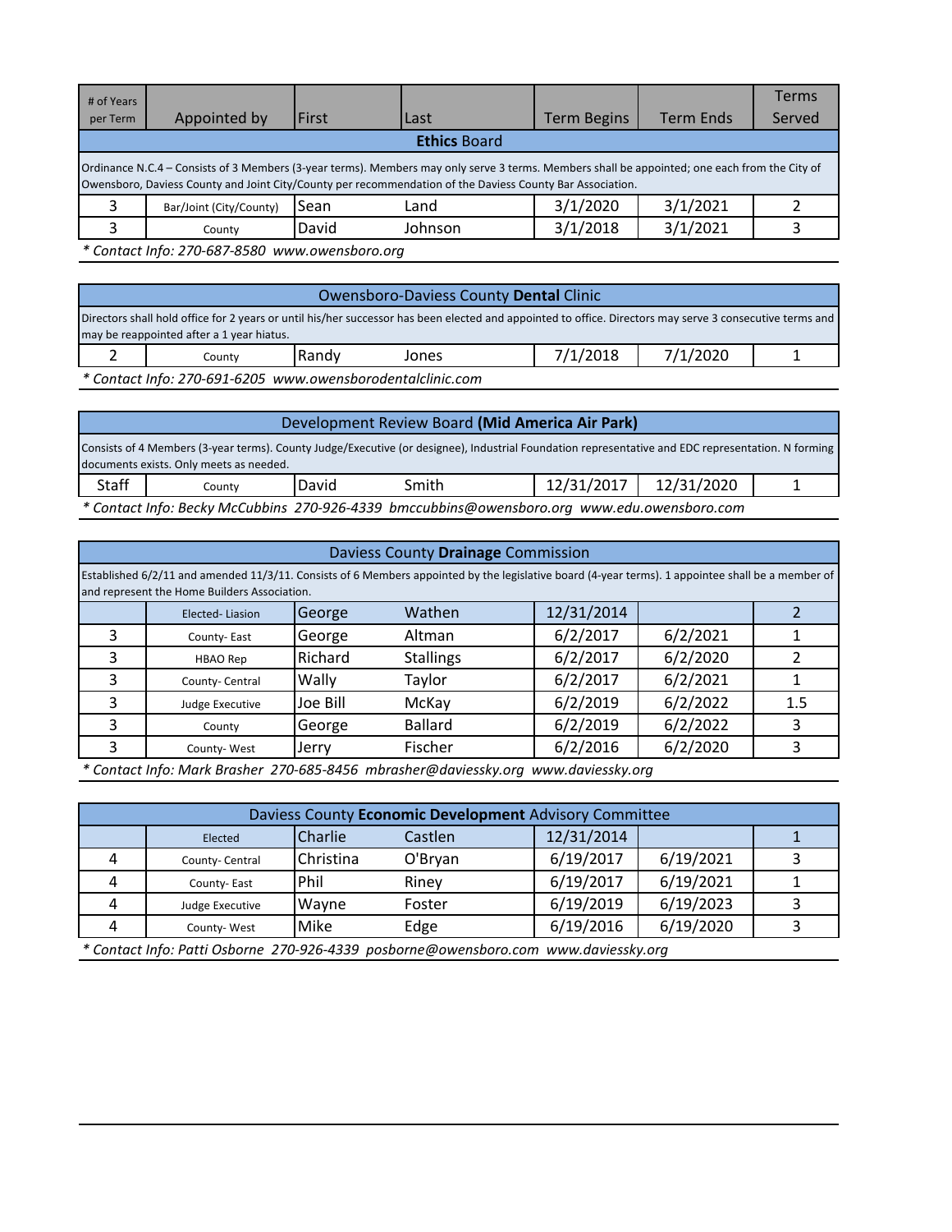| # of Years per Term | Appointed by | First | Last | Term Begins | Term Ends | Terms Served |
|---|---|---|---|---|---|---|
| | | | **Ethics Board** | | | |
| Ordinance N.C.4 – Consists of 3 Members (3-year terms). Members may only serve 3 terms. Members shall be appointed; one each from the City of Owensboro, Daviess County and Joint City/County per recommendation of the Daviess County Bar Association. | | | | | | |
| 3 | Bar/Joint (City/County) | Sean | Land | 3/1/2020 | 3/1/2021 | 2 |
| 3 | County | David | Johnson | 3/1/2018 | 3/1/2021 | 3 |

*\* Contact Info: 270-687-8580 www.owensboro.org*

| Owensboro-Daviess County **Dental** Clinic | | | | | | |
|---|---|---|---|---|---|---|
| Directors shall hold office for 2 years or until his/her successor has been elected and appointed to office. Directors may serve 3 consecutive terms and may be reappointed after a 1 year hiatus. | | | | | | |
| 2 | County | Randy | Jones | 7/1/2018 | 7/1/2020 | 1 |

*\* Contact Info: 270-691-6205 www.owensborodentalclinic.com*

| Development Review Board **(Mid America Air Park)** | | | | | | |
|---|---|---|---|---|---|---|
| Consists of 4 Members (3-year terms). County Judge/Executive (or designee), Industrial Foundation representative and EDC representation. N forming documents exists. Only meets as needed. | | | | | | |
| Staff | County | David | Smith | 12/31/2017 | 12/31/2020 | 1 |

*\* Contact Info: Becky McCubbins 270-926-4339 bmccubbins@owensboro.org www.edu.owensboro.com*

| Daviess County **Drainage** Commission | | | | | | |
|---|---|---|---|---|---|---|
| Established 6/2/11 and amended 11/3/11. Consists of 6 Members appointed by the legislative board (4-year terms). 1 appointee shall be a member of and represent the Home Builders Association. | | | | | | |
| | Elected- Liasion | George | Wathen | 12/31/2014 | | 2 |
| 3 | County- East | George | Altman | 6/2/2017 | 6/2/2021 | 1 |
| 3 | HBAO Rep | Richard | Stallings | 6/2/2017 | 6/2/2020 | 2 |
| 3 | County- Central | Wally | Taylor | 6/2/2017 | 6/2/2021 | 1 |
| 3 | Judge Executive | Joe Bill | McKay | 6/2/2019 | 6/2/2022 | 1.5 |
| 3 | County | George | Ballard | 6/2/2019 | 6/2/2022 | 3 |
| 3 | County- West | Jerry | Fischer | 6/2/2016 | 6/2/2020 | 3 |

*\* Contact Info: Mark Brasher 270-685-8456 mbrasher@daviessky.org www.daviessky.org*

| Daviess County **Economic Development** Advisory Committee | | | | | | |
|---|---|---|---|---|---|---|
| | Elected | Charlie | Castlen | 12/31/2014 | | 1 |
| 4 | County- Central | Christina | O'Bryan | 6/19/2017 | 6/19/2021 | 3 |
| 4 | County- East | Phil | Riney | 6/19/2017 | 6/19/2021 | 1 |
| 4 | Judge Executive | Wayne | Foster | 6/19/2019 | 6/19/2023 | 3 |
| 4 | County- West | Mike | Edge | 6/19/2016 | 6/19/2020 | 3 |

*\* Contact Info: Patti Osborne 270-926-4339 posborne@owensboro.com www.daviessky.org*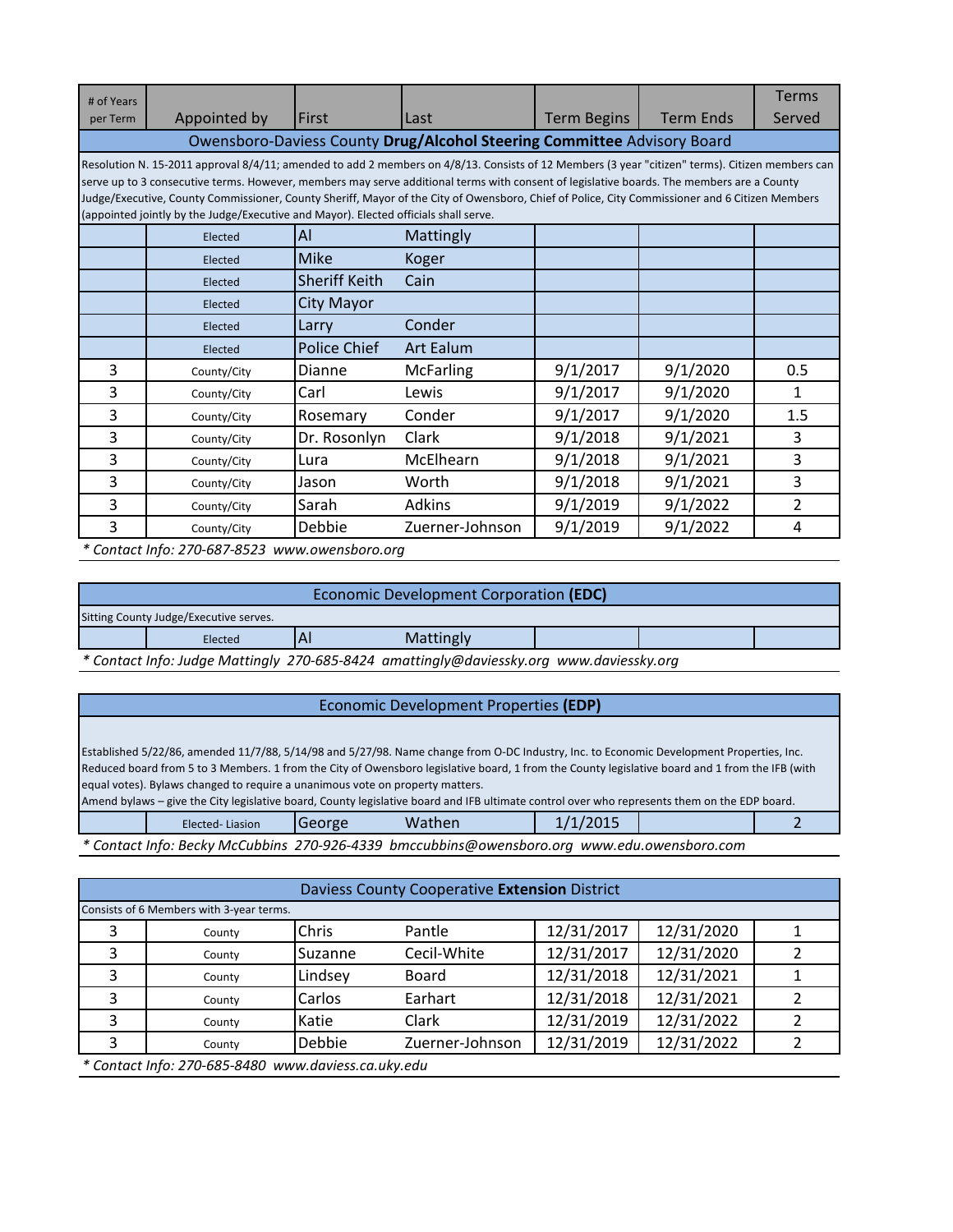| # of Years per Term | Appointed by | First | Last | Term Begins | Term Ends | Terms Served |
|---|---|---|---|---|---|---|
| Owensboro-Daviess County **Drug/Alcohol Steering Committee** Advisory Board | | | | | | |
| Resolution N. 15-2011 approval 8/4/11; amended to add 2 members on 4/8/13. Consists of 12 Members (3 year "citizen" terms). Citizen members can serve up to 3 consecutive terms. However, members may serve additional terms with consent of legislative boards. The members are a County Judge/Executive, County Commissioner, County Sheriff, Mayor of the City of Owensboro, Chief of Police, City Commissioner and 6 Citizen Members (appointed jointly by the Judge/Executive and Mayor). Elected officials shall serve. | | | | | | |
| | Elected | Al | Mattingly | | | |
| | Elected | Mike | Koger | | | |
| | Elected | Sheriff Keith | Cain | | | |
| | Elected | City Mayor | | | | |
| | Elected | Larry | Conder | | | |
| | Elected | Police Chief | Art Ealum | | | |
| 3 | County/City | Dianne | McFarling | 9/1/2017 | 9/1/2020 | 0.5 |
| 3 | County/City | Carl | Lewis | 9/1/2017 | 9/1/2020 | 1 |
| 3 | County/City | Rosemary | Conder | 9/1/2017 | 9/1/2020 | 1.5 |
| 3 | County/City | Dr. Rosonlyn | Clark | 9/1/2018 | 9/1/2021 | 3 |
| 3 | County/City | Lura | McElhearn | 9/1/2018 | 9/1/2021 | 3 |
| 3 | County/City | Jason | Worth | 9/1/2018 | 9/1/2021 | 3 |
| 3 | County/City | Sarah | Adkins | 9/1/2019 | 9/1/2022 | 2 |
| 3 | County/City | Debbie | Zuerner-Johnson | 9/1/2019 | 9/1/2022 | 4 |

*\* Contact Info: 270-687-8523 www.owensboro.org*

| Economic Development Corporation **(EDC)** | | | | | | |
|---|---|---|---|---|---|---|
| Sitting County Judge/Executive serves. | | | | | | |
| | Elected | Al | Mattingly | | | |

*\* Contact Info: Judge Mattingly 270-685-8424 amattingly@daviessky.org www.daviessky.org*

| Economic Development Properties **(EDP)** | | | | | | |
|---|---|---|---|---|---|---|
| Established 5/22/86, amended 11/7/88, 5/14/98 and 5/27/98. Name change from O-DC Industry, Inc. to Economic Development Properties, Inc. Reduced board from 5 to 3 Members. 1 from the City of Owensboro legislative board, 1 from the County legislative board and 1 from the IFB (with equal votes). Bylaws changed to require a unanimous vote on property matters. Amend bylaws – give the City legislative board, County legislative board and IFB ultimate control over who represents them on the EDP board. | | | | | | |
| | Elected- Liasion | George | Wathen | 1/1/2015 | | 2 |

*\* Contact Info: Becky McCubbins 270-926-4339 bmccubbins@owensboro.org www.edu.owensboro.com*

| Daviess County Cooperative **Extension** District | | | | | | |
|---|---|---|---|---|---|---|
| Consists of 6 Members with 3-year terms. | | | | | | |
| 3 | County | Chris | Pantle | 12/31/2017 | 12/31/2020 | 1 |
| 3 | County | Suzanne | Cecil-White | 12/31/2017 | 12/31/2020 | 2 |
| 3 | County | Lindsey | Board | 12/31/2018 | 12/31/2021 | 1 |
| 3 | County | Carlos | Earhart | 12/31/2018 | 12/31/2021 | 2 |
| 3 | County | Katie | Clark | 12/31/2019 | 12/31/2022 | 2 |
| 3 | County | Debbie | Zuerner-Johnson | 12/31/2019 | 12/31/2022 | 2 |

*\* Contact Info: 270-685-8480 www.daviess.ca.uky.edu*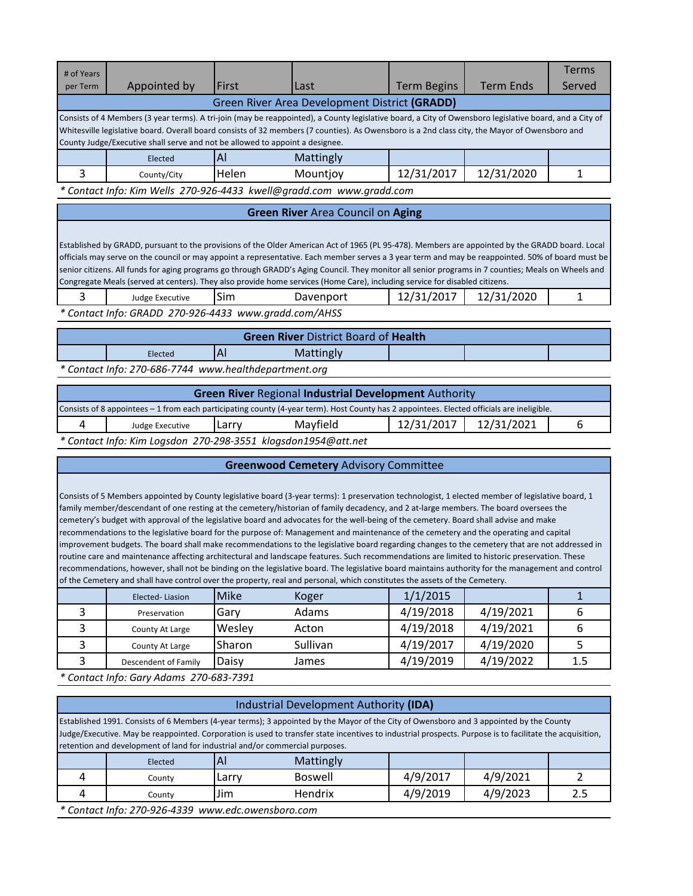| # of Years per Term | Appointed by | First | Last | Term Begins | Term Ends | Terms Served |
|---|---|---|---|---|---|---|
| **Green River Area Development District (GRADD)** | | | | | | |
| Consists of 4 Members (3 year terms). A tri-join (may be reappointed), a County legislative board, a City of Owensboro legislative board, and a City of Whitesville legislative board. Overall board consists of 32 members (7 counties). As Owensboro is a 2nd class city, the Mayor of Owensboro and County Judge/Executive shall serve and not be allowed to appoint a designee. | | | | | | |
| | Elected | Al | Mattingly | | | |
| 3 | County/City | Helen | Mountjoy | 12/31/2017 | 12/31/2020 | 1 |

*\* Contact Info: Kim Wells 270-926-4433 kwell@gradd.com www.gradd.com*

| # of Years per Term | Appointed by | First | Last | Term Begins | Term Ends | Terms Served |
|---|---|---|---|---|---|---|
| **Green River Area Council on Aging** | | | | | | |
| Established by GRADD, pursuant to the provisions of the Older American Act of 1965 (PL 95-478). Members are appointed by the GRADD board. Local officials may serve on the council or may appoint a representative. Each member serves a 3 year term and may be reappointed. 50% of board must be senior citizens. All funds for aging programs go through GRADD's Aging Council. They monitor all senior programs in 7 counties; Meals on Wheels and Congregate Meals (served at centers). They also provide home services (Home Care), including service for disabled citizens. | | | | | | |
| 3 | Judge Executive | Sim | Davenport | 12/31/2017 | 12/31/2020 | 1 |

*\* Contact Info: GRADD 270-926-4433 www.gradd.com/AHSS*

| # of Years per Term | Appointed by | First | Last | Term Begins | Term Ends | Terms Served |
|---|---|---|---|---|---|---|
| **Green River District Board of Health** | | | | | | |
| | Elected | Al | Mattingly | | | |

*\* Contact Info: 270-686-7744 www.healthdepartment.org*

| # of Years per Term | Appointed by | First | Last | Term Begins | Term Ends | Terms Served |
|---|---|---|---|---|---|---|
| **Green River Regional Industrial Development Authority** | | | | | | |
| Consists of 8 appointees – 1 from each participating county (4-year term). Host County has 2 appointees. Elected officials are ineligible. | | | | | | |
| 4 | Judge Executive | Larry | Mayfield | 12/31/2017 | 12/31/2021 | 6 |

*\* Contact Info: Kim Logsdon 270-298-3551 klogsdon1954@att.net*

| # of Years per Term | Appointed by | First | Last | Term Begins | Term Ends | Terms Served |
|---|---|---|---|---|---|---|
| **Greenwood Cemetery Advisory Committee** | | | | | | |
| Consists of 5 Members appointed by County legislative board (3-year terms): 1 preservation technologist, 1 elected member of legislative board, 1 family member/descendant of one resting at the cemetery/historian of family decadency, and 2 at-large members. The board oversees the cemetery's budget with approval of the legislative board and advocates for the well-being of the cemetery. Board shall advise and make recommendations to the legislative board for the purpose of: Management and maintenance of the cemetery and the operating and capital improvement budgets. The board shall make recommendations to the legislative board regarding changes to the cemetery that are not addressed in routine care and maintenance affecting architectural and landscape features. Such recommendations are limited to historic preservation. These recommendations, however, shall not be binding on the legislative board. The legislative board maintains authority for the management and control of the Cemetery and shall have control over the property, real and personal, which constitutes the assets of the Cemetery. | | | | | | |
| | Elected- Liasion | Mike | Koger | 1/1/2015 | | 1 |
| 3 | Preservation | Gary | Adams | 4/19/2018 | 4/19/2021 | 6 |
| 3 | County At Large | Wesley | Acton | 4/19/2018 | 4/19/2021 | 6 |
| 3 | County At Large | Sharon | Sullivan | 4/19/2017 | 4/19/2020 | 5 |
| 3 | Descendent of Family | Daisy | James | 4/19/2019 | 4/19/2022 | 1.5 |

*\* Contact Info: Gary Adams 270-683-7391*

| # of Years per Term | Appointed by | First | Last | Term Begins | Term Ends | Terms Served |
|---|---|---|---|---|---|---|
| **Industrial Development Authority (IDA)** | | | | | | |
| Established 1991. Consists of 6 Members (4-year terms); 3 appointed by the Mayor of the City of Owensboro and 3 appointed by the County Judge/Executive. May be reappointed. Corporation is used to transfer state incentives to industrial prospects. Purpose is to facilitate the acquisition, retention and development of land for industrial and/or commercial purposes. | | | | | | |
| | Elected | Al | Mattingly | | | |
| 4 | County | Larry | Boswell | 4/9/2017 | 4/9/2021 | 2 |
| 4 | County | Jim | Hendrix | 4/9/2019 | 4/9/2023 | 2.5 |

*\* Contact Info: 270-926-4339 www.edc.owensboro.com*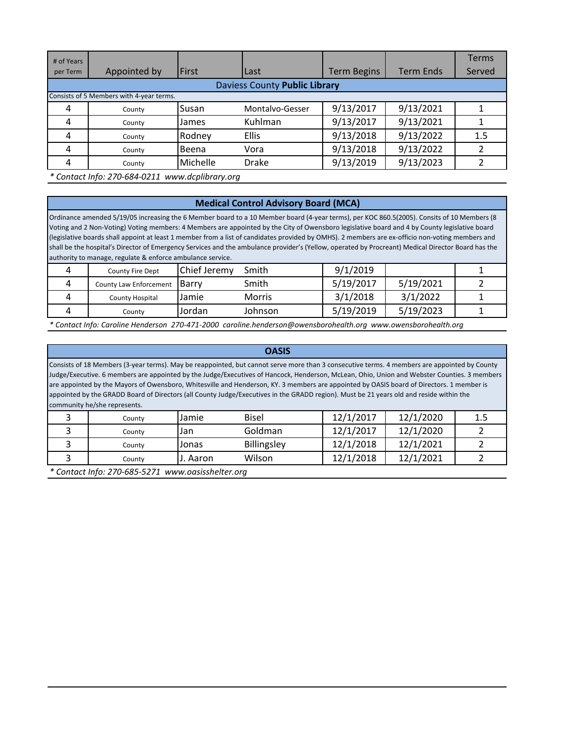| # of Years per Term | Appointed by | First | Last | Term Begins | Term Ends | Terms Served |
|---|---|---|---|---|---|---|
| **Daviess County Public Library** | | | | | | |
| Consists of 5 Members with 4-year terms. | | | | | | |
| 4 | County | Susan | Montalvo-Gesser | 9/13/2017 | 9/13/2021 | 1 |
| 4 | County | James | Kuhlman | 9/13/2017 | 9/13/2021 | 1 |
| 4 | County | Rodney | Ellis | 9/13/2018 | 9/13/2022 | 1.5 |
| 4 | County | Beena | Vora | 9/13/2018 | 9/13/2022 | 2 |
| 4 | County | Michelle | Drake | 9/13/2019 | 9/13/2023 | 2 |

*\* Contact Info: 270-684-0211 www.dcplibrary.org*

## Medical Control Advisory Board (MCA)

Ordinance amended 5/19/05 increasing the 6 Member board to a 10 Member board (4-year terms), per KOC 860.5(2005). Consits of 10 Members (8 Voting and 2 Non-Voting) Voting members: 4 Members are appointed by the City of Owensboro legislative board and 4 by County legislative board (legislative boards shall appoint at least 1 member from a list of candidates provided by OMHS). 2 members are ex-officio non-voting members and shall be the hospital's Director of Emergency Services and the ambulance provider's (Yellow, operated by Procreant) Medical Director Board has the authority to manage, regulate & enforce ambulance service.

| # of Years per Term | Appointed by | First | Last | Term Begins | Term Ends | Terms Served |
|---|---|---|---|---|---|---|
| 4 | County Fire Dept | Chief Jeremy | Smith | 9/1/2019 | | 1 |
| 4 | County Law Enforcement | Barry | Smith | 5/19/2017 | 5/19/2021 | 2 |
| 4 | County Hospital | Jamie | Morris | 3/1/2018 | 3/1/2022 | 1 |
| 4 | County | Jordan | Johnson | 5/19/2019 | 5/19/2023 | 1 |

*\* Contact Info: Caroline Henderson 270-471-2000 caroline.henderson@owensborohealth.org www.owensborohealth.org*

## OASIS

Consists of 18 Members (3-year terms). May be reappointed, but cannot serve more than 3 consecutive terms. 4 members are appointed by County Judge/Executive. 6 members are appointed by the Judge/Executives of Hancock, Henderson, McLean, Ohio, Union and Webster Counties. 3 members are appointed by the Mayors of Owensboro, Whitesville and Henderson, KY. 3 members are appointed by OASIS board of Directors. 1 member is appointed by the GRADD Board of Directors (all County Judge/Executives in the GRADD region). Must be 21 years old and reside within the community he/she represents.

| # of Years per Term | Appointed by | First | Last | Term Begins | Term Ends | Terms Served |
|---|---|---|---|---|---|---|
| 3 | County | Jamie | Bisel | 12/1/2017 | 12/1/2020 | 1.5 |
| 3 | County | Jan | Goldman | 12/1/2017 | 12/1/2020 | 2 |
| 3 | County | Jonas | Billingsley | 12/1/2018 | 12/1/2021 | 2 |
| 3 | County | J. Aaron | Wilson | 12/1/2018 | 12/1/2021 | 2 |

*\* Contact Info: 270-685-5271 www.oasisshelter.org*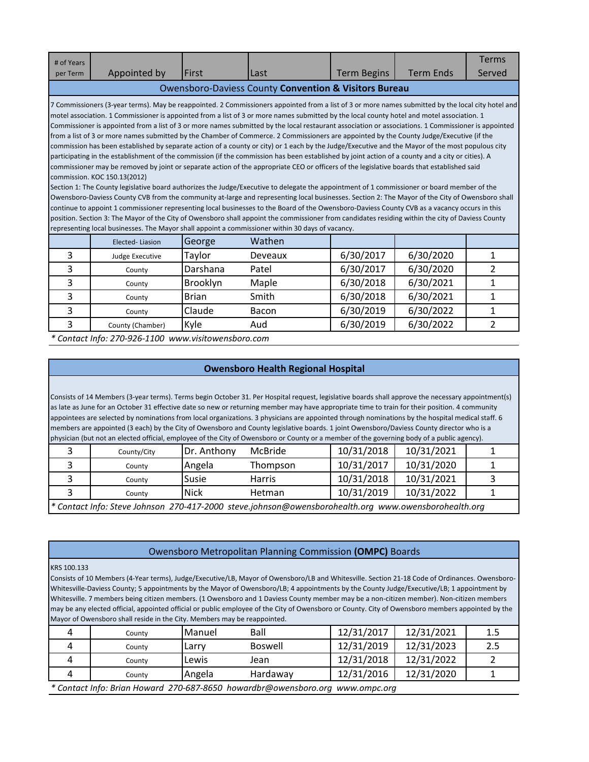| # of Years per Term | Appointed by | First | Last | Term Begins | Term Ends | Terms Served |
|---|---|---|---|---|---|---|

## Owensboro-Daviess County **Convention & Visitors Bureau**

7 Commissioners (3-year terms). May be reappointed. 2 Commissioners appointed from a list of 3 or more names submitted by the local city hotel and motel association. 1 Commissioner is appointed from a list of 3 or more names submitted by the local county hotel and motel association. 1 Commissioner is appointed from a list of 3 or more names submitted by the local restaurant association or associations. 1 Commissioner is appointed from a list of 3 or more names submitted by the Chamber of Commerce. 2 Commissioners are appointed by the County Judge/Executive (if the commission has been established by separate action of a county or city) or 1 each by the Judge/Executive and the Mayor of the most populous city participating in the establishment of the commission (if the commission has been established by joint action of a county and a city or cities). A commissioner may be removed by joint or separate action of the appropriate CEO or officers of the legislative boards that established said commission. KOC 150.13(2012)

Section 1: The County legislative board authorizes the Judge/Executive to delegate the appointment of 1 commissioner or board member of the Owensboro-Daviess County CVB from the community at-large and representing local businesses. Section 2: The Mayor of the City of Owensboro shall continue to appoint 1 commissioner representing local businesses to the Board of the Owensboro-Daviess County CVB as a vacancy occurs in this position. Section 3: The Mayor of the City of Owensboro shall appoint the commissioner from candidates residing within the city of Daviess County representing local businesses. The Mayor shall appoint a commissioner within 30 days of vacancy.

| # of Years per Term | Appointed by | First | Last | Term Begins | Term Ends | Terms Served |
|---|---|---|---|---|---|---|
| | Elected- Liasion | George | Wathen | | | |
| 3 | Judge Executive | Taylor | Deveaux | 6/30/2017 | 6/30/2020 | 1 |
| 3 | County | Darshana | Patel | 6/30/2017 | 6/30/2020 | 2 |
| 3 | County | Brooklyn | Maple | 6/30/2018 | 6/30/2021 | 1 |
| 3 | County | Brian | Smith | 6/30/2018 | 6/30/2021 | 1 |
| 3 | County | Claude | Bacon | 6/30/2019 | 6/30/2022 | 1 |
| 3 | County (Chamber) | Kyle | Aud | 6/30/2019 | 6/30/2022 | 2 |

*\* Contact Info: 270-926-1100 www.visitowensboro.com*

## **Owensboro Health Regional Hospital**

Consists of 14 Members (3-year terms). Terms begin October 31. Per Hospital request, legislative boards shall approve the necessary appointment(s) as late as June for an October 31 effective date so new or returning member may have appropriate time to train for their position. 4 community appointees are selected by nominations from local organizations. 3 physicians are appointed through nominations by the hospital medical staff. 6 memebers are appointed (3 each) by the City of Owensboro and County legislative boards. 1 joint Owensboro/Daviess County director who is a physician (but not an elected official, employee of the City of Owensboro or County or a member of the governing body of a public agency).

| # of Years per Term | Appointed by | First | Last | Term Begins | Term Ends | Terms Served |
|---|---|---|---|---|---|---|
| 3 | County/City | Dr. Anthony | McBride | 10/31/2018 | 10/31/2021 | 1 |
| 3 | County | Angela | Thompson | 10/31/2017 | 10/31/2020 | 1 |
| 3 | County | Susie | Harris | 10/31/2018 | 10/31/2021 | 3 |
| 3 | County | Nick | Hetman | 10/31/2019 | 10/31/2022 | 1 |

*\* Contact Info: Steve Johnson 270-417-2000 steve.johnson@owensborohealth.org www.owensborohealth.org*

## Owensboro Metropolitan Planning Commission **(OMPC)** Boards

KRS 100.133

Consists of 10 Members (4-Year terms), Judge/Executive/LB, Mayor of Owensboro/LB and Whitesville. Section 21-18 Code of Ordinances. Owensboro-Whitesville-Daviess County; 5 appointments by the Mayor of Owensboro/LB; 4 appointments by the County Judge/Executive/LB; 1 appointment by Whitesville. 7 members being citizen members. (1 Owensboro and 1 Daviess County member may be a non-citizen member). Non-citizen members may be any elected official, appointed official or public employee of the City of Owensboro or County. City of Owensboro members appointed by the Mayor of Owensboro shall reside in the City. Members may be reappointed.

| # of Years per Term | Appointed by | First | Last | Term Begins | Term Ends | Terms Served |
|---|---|---|---|---|---|---|
| 4 | County | Manuel | Ball | 12/31/2017 | 12/31/2021 | 1.5 |
| 4 | County | Larry | Boswell | 12/31/2019 | 12/31/2023 | 2.5 |
| 4 | County | Lewis | Jean | 12/31/2018 | 12/31/2022 | 2 |
| 4 | County | Angela | Hardaway | 12/31/2016 | 12/31/2020 | 1 |

*\* Contact Info: Brian Howard 270-687-8650 howardbr@owensboro.org www.ompc.org*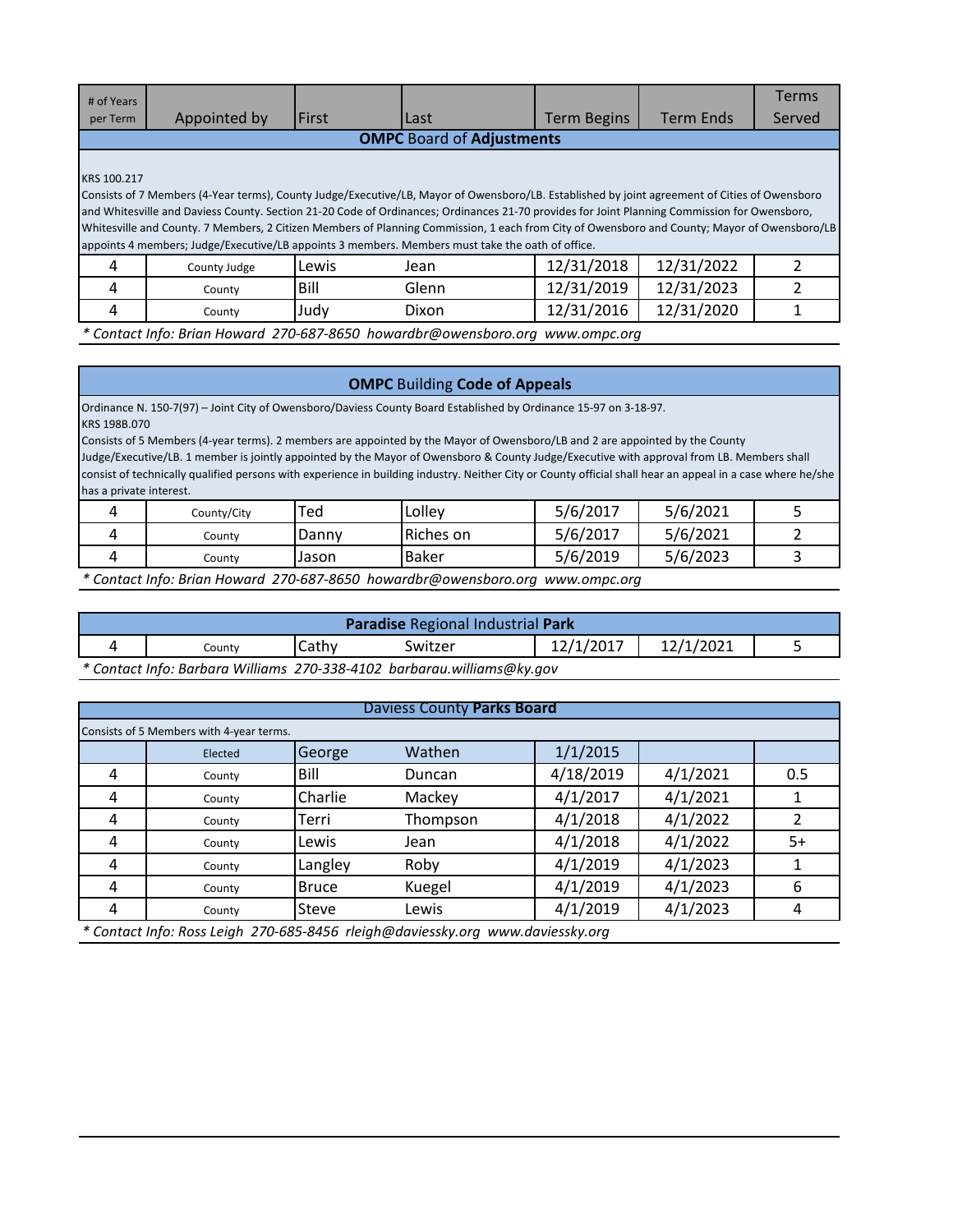| # of Years per Term | Appointed by | First | Last | Term Begins | Term Ends | Terms Served |
|---|---|---|---|---|---|---|

**OMPC Board of Adjustments**

KRS 100.217
Consists of 7 Members (4-Year terms), County Judge/Executive/LB, Mayor of Owensboro/LB. Established by joint agreement of Cities of Owensboro and Whitesville and Daviess County. Section 21-20 Code of Ordinances; Ordinances 21-70 provides for Joint Planning Commission for Owensboro, Whitesville and County. 7 Members, 2 Citizen Members of Planning Commission, 1 each from City of Owensboro and County; Mayor of Owensboro/LB appoints 4 members; Judge/Executive/LB appoints 3 members. Members must take the oath of office.

| # of Years per Term | Appointed by | First | Last | Term Begins | Term Ends | Terms Served |
|---|---|---|---|---|---|---|
| 4 | County Judge | Lewis | Jean | 12/31/2018 | 12/31/2022 | 2 |
| 4 | County | Bill | Glenn | 12/31/2019 | 12/31/2023 | 2 |
| 4 | County | Judy | Dixon | 12/31/2016 | 12/31/2020 | 1 |

*\* Contact Info: Brian Howard 270-687-8650 howardbr@owensboro.org www.ompc.org*

**OMPC Building Code of Appeals**

Ordinance N. 150-7(97) – Joint City of Owensboro/Daviess County Board Established by Ordinance 15-97 on 3-18-97.
KRS 198B.070
Consists of 5 Members (4-year terms). 2 members are appointed by the Mayor of Owensboro/LB and 2 are appointed by the County Judge/Executive/LB. 1 member is jointly appointed by the Mayor of Owensboro & County Judge/Executive with approval from LB. Members shall consist of technically qualified persons with experience in building industry. Neither City or County official shall hear an appeal in a case where he/she has a private interest.

| # of Years per Term | Appointed by | First | Last | Term Begins | Term Ends | Terms Served |
|---|---|---|---|---|---|---|
| 4 | County/City | Ted | Lolley | 5/6/2017 | 5/6/2021 | 5 |
| 4 | County | Danny | Riches on | 5/6/2017 | 5/6/2021 | 2 |
| 4 | County | Jason | Baker | 5/6/2019 | 5/6/2023 | 3 |

*\* Contact Info: Brian Howard 270-687-8650 howardbr@owensboro.org www.ompc.org*

**Paradise Regional Industrial Park**

| # of Years per Term | Appointed by | First | Last | Term Begins | Term Ends | Terms Served |
|---|---|---|---|---|---|---|
| 4 | County | Cathy | Switzer | 12/1/2017 | 12/1/2021 | 5 |

*\* Contact Info: Barbara Williams 270-338-4102 barbarau.williams@ky.gov*

**Daviess County Parks Board**

Consists of 5 Members with 4-year terms.

| # of Years per Term | Appointed by | First | Last | Term Begins | Term Ends | Terms Served |
|---|---|---|---|---|---|---|
| | Elected | George | Wathen | 1/1/2015 | | |
| 4 | County | Bill | Duncan | 4/18/2019 | 4/1/2021 | 0.5 |
| 4 | County | Charlie | Mackey | 4/1/2017 | 4/1/2021 | 1 |
| 4 | County | Terri | Thompson | 4/1/2018 | 4/1/2022 | 2 |
| 4 | County | Lewis | Jean | 4/1/2018 | 4/1/2022 | 5+ |
| 4 | County | Langley | Roby | 4/1/2019 | 4/1/2023 | 1 |
| 4 | County | Bruce | Kuegel | 4/1/2019 | 4/1/2023 | 6 |
| 4 | County | Steve | Lewis | 4/1/2019 | 4/1/2023 | 4 |

*\* Contact Info: Ross Leigh 270-685-8456 rleigh@daviessky.org www.daviessky.org*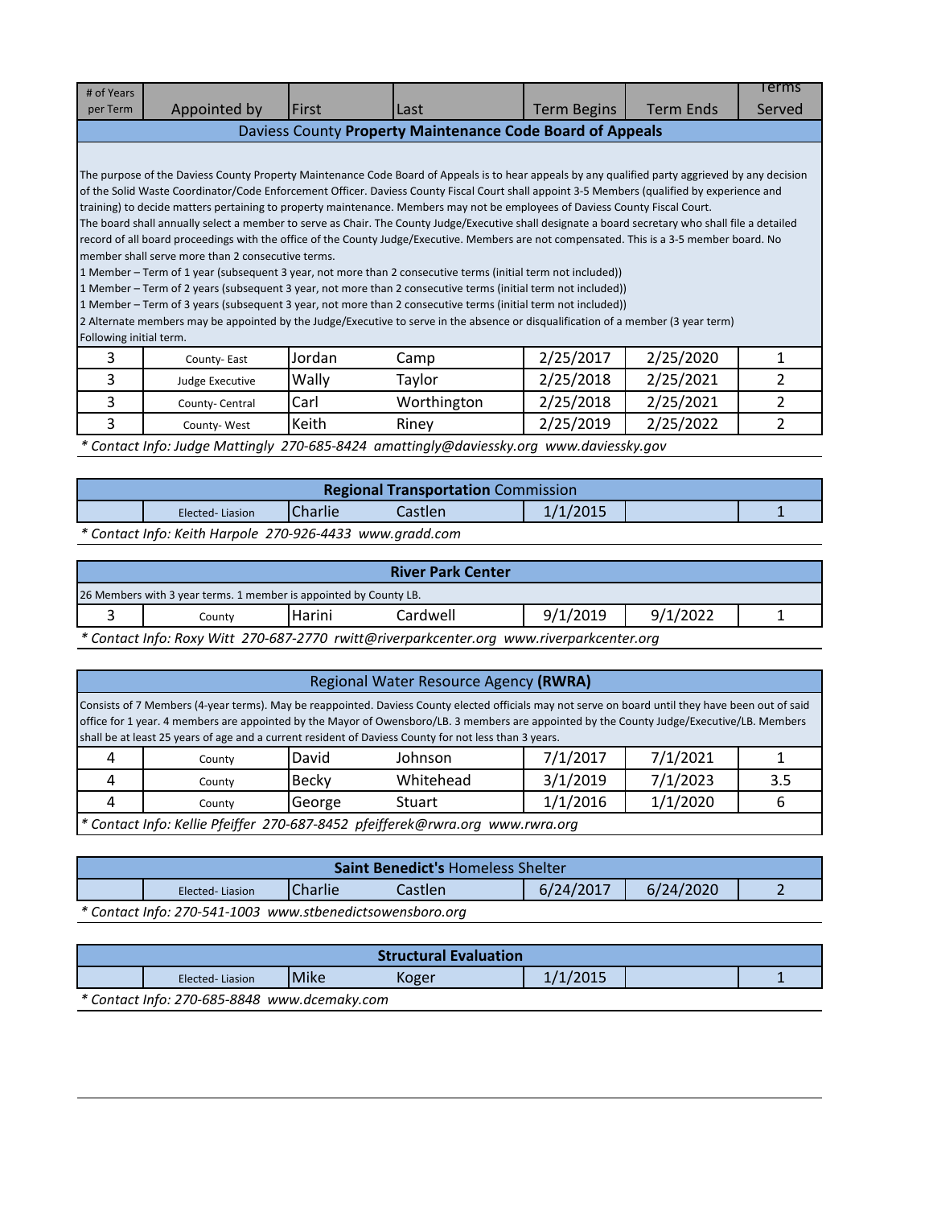| # of Years per Term | Appointed by | First | Last | Term Begins | Term Ends | Terms Served |
|---|---|---|---|---|---|---|
| Daviess County **Property Maintenance Code Board of Appeals** | | | | | | |
| 3 | County- East | Jordan | Camp | 2/25/2017 | 2/25/2020 | 1 |
| 3 | Judge Executive | Wally | Taylor | 2/25/2018 | 2/25/2021 | 2 |
| 3 | County- Central | Carl | Worthington | 2/25/2018 | 2/25/2021 | 2 |
| 3 | County- West | Keith | Riney | 2/25/2019 | 2/25/2022 | 2 |

The purpose of the Daviess County Property Maintenance Code Board of Appeals is to hear appeals by any qualified party aggrieved by any decision of the Solid Waste Coordinator/Code Enforcement Officer. Daviess County Fiscal Court shall appoint 3-5 Members (qualified by experience and training) to decide matters pertaining to property maintenance. Members may not be employees of Daviess County Fiscal Court.
The board shall annually select a member to serve as Chair. The County Judge/Executive shall designate a board secretary who shall file a detailed record of all board proceedings with the office of the County Judge/Executive. Members are not compensated. This is a 3-5 member board. No member shall serve more than 2 consecutive terms.
1 Member – Term of 1 year (subsequent 3 year, not more than 2 consecutive terms (initial term not included))
1 Member – Term of 2 years (subsequent 3 year, not more than 2 consecutive terms (initial term not included))
1 Member – Term of 3 years (subsequent 3 year, not more than 2 consecutive terms (initial term not included))
2 Alternate members may be appointed by the Judge/Executive to serve in the absence or disqualification of a member (3 year term)
Following initial term.

*\* Contact Info: Judge Mattingly 270-685-8424 amattingly@daviessky.org www.daviessky.gov*

| **Regional Transportation** Commission | | | | | | |
|---|---|---|---|---|---|---|
| | Elected- Liasion | Charlie | Castlen | 1/1/2015 | | 1 |

*\* Contact Info: Keith Harpole 270-926-4433 www.gradd.com*

| **River Park Center** | | | | | | |
|---|---|---|---|---|---|---|
| 3 | County | Harini | Cardwell | 9/1/2019 | 9/1/2022 | 1 |

26 Members with 3 year terms. 1 member is appointed by County LB.

*\* Contact Info: Roxy Witt 270-687-2770 rwitt@riverparkcenter.org www.riverparkcenter.org*

| Regional Water Resource Agency **(RWRA)** | | | | | | |
|---|---|---|---|---|---|---|
| 4 | County | David | Johnson | 7/1/2017 | 7/1/2021 | 1 |
| 4 | County | Becky | Whitehead | 3/1/2019 | 7/1/2023 | 3.5 |
| 4 | County | George | Stuart | 1/1/2016 | 1/1/2020 | 6 |

Consists of 7 Members (4-year terms). May be reappointed. Daviess County elected officials may not serve on board until they have been out of said office for 1 year. 4 members are appointed by the Mayor of Owensboro/LB. 3 members are appointed by the County Judge/Executive/LB. Members shall be at least 25 years of age and a current resident of Daviess County for not less than 3 years.

*\* Contact Info: Kellie Pfeiffer 270-687-8452 pfeifferek@rwra.org www.rwra.org*

| **Saint Benedict's** Homeless Shelter | | | | | | |
|---|---|---|---|---|---|---|
| | Elected- Liasion | Charlie | Castlen | 6/24/2017 | 6/24/2020 | 2 |

*\* Contact Info: 270-541-1003 www.stbenedictsowensboro.org*

| **Structural Evaluation** | | | | | | |
|---|---|---|---|---|---|---|
| | Elected- Liasion | Mike | Koger | 1/1/2015 | | 1 |

*\* Contact Info: 270-685-8848 www.dcemaky.com*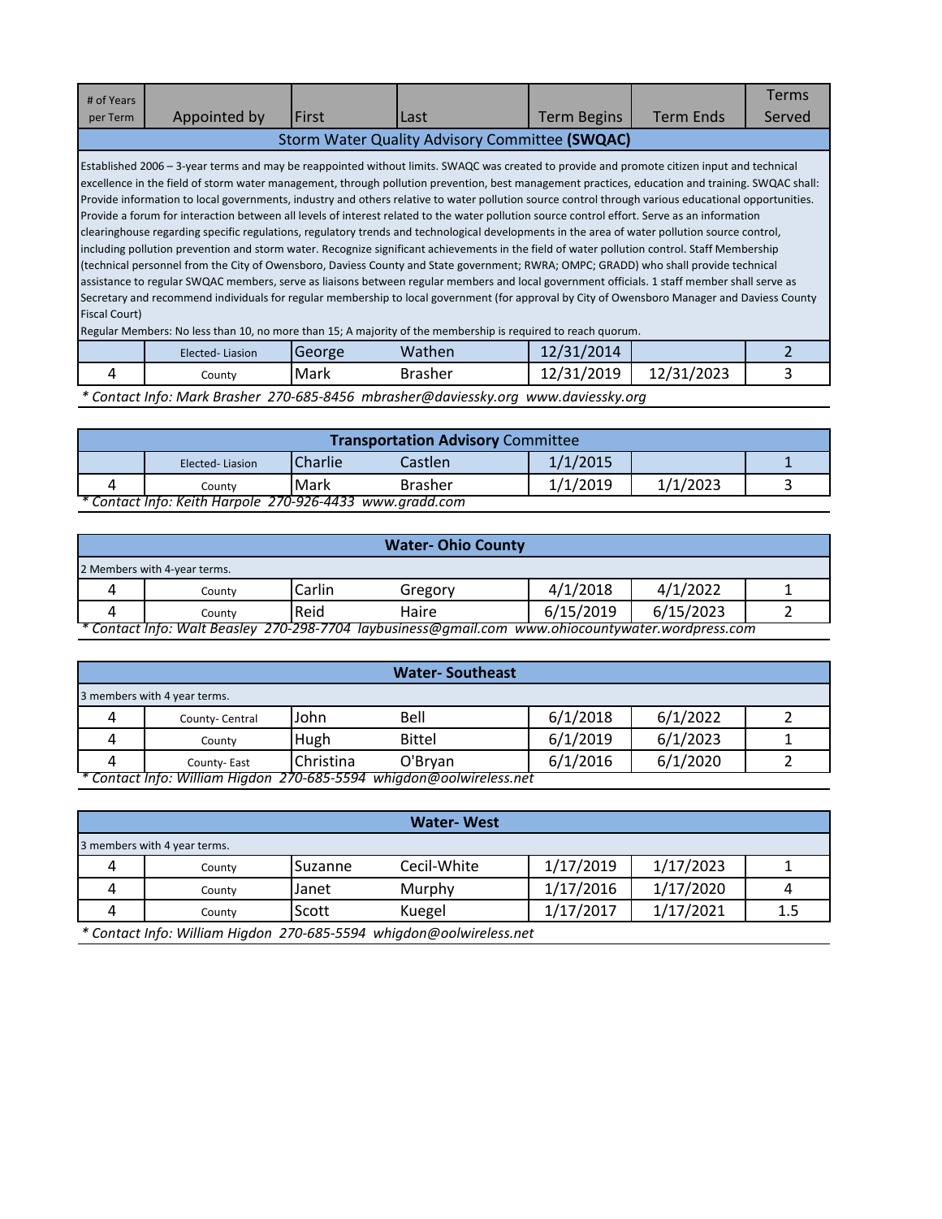| # of Years per Term | Appointed by | First | Last | Term Begins | Term Ends | Terms Served |
|---|---|---|---|---|---|---|
| Storm Water Quality Advisory Committee **(SWQAC)** | | | | | | |
| Established 2006 – 3-year terms and may be reappointed without limits. SWAQC was created to provide and promote citizen input and technical excellence in the field of storm water management, through pollution prevention, best management practices, education and training. SWQAC shall: Provide information to local governments, industry and others relative to water pollution source control through various educational opportunities. Provide a forum for interaction between all levels of interest related to the water pollution source control effort. Serve as an information clearinghouse regarding specific regulations, regulatory trends and technological developments in the area of water pollution source control, including pollution prevention and storm water. Recognize significant achievements in the field of water pollution control. Staff Membership (technical personnel from the City of Owensboro, Daviess County and State government; RWRA; OMPC; GRADD) who shall provide technical assistance to regular SWQAC members, serve as liaisons between regular members and local government officials. 1 staff member shall serve as Secretary and recommend individuals for regular membership to local government (for approval by City of Owensboro Manager and Daviess County Fiscal Court) Regular Members: No less than 10, no more than 15; A majority of the membership is required to reach quorum. | | | | | | |
| | Elected- Liasion | George | Wathen | 12/31/2014 | | 2 |
| 4 | County | Mark | Brasher | 12/31/2019 | 12/31/2023 | 3 |

*\* Contact Info: Mark Brasher 270-685-8456 mbrasher@daviessky.org www.daviessky.org*

| | | | | | | |
|---|---|---|---|---|---|---|
| **Transportation Advisory** Committee | | | | | | |
| | Elected- Liasion | Charlie | Castlen | 1/1/2015 | | 1 |
| 4 | County | Mark | Brasher | 1/1/2019 | 1/1/2023 | 3 |

*\* Contact Info: Keith Harpole 270-926-4433 www.gradd.com*

| | | | | | | |
|---|---|---|---|---|---|---|
| **Water- Ohio County** | | | | | | |
| 2 Members with 4-year terms. | | | | | | |
| 4 | County | Carlin | Gregory | 4/1/2018 | 4/1/2022 | 1 |
| 4 | County | Reid | Haire | 6/15/2019 | 6/15/2023 | 2 |

*\* Contact Info: Walt Beasley 270-298-7704 laybusiness@gmail.com www.ohiocountywater.wordpress.com*

| | | | | | | |
|---|---|---|---|---|---|---|
| **Water- Southeast** | | | | | | |
| 3 members with 4 year terms. | | | | | | |
| 4 | County- Central | John | Bell | 6/1/2018 | 6/1/2022 | 2 |
| 4 | County | Hugh | Bittel | 6/1/2019 | 6/1/2023 | 1 |
| 4 | County- East | Christina | O'Bryan | 6/1/2016 | 6/1/2020 | 2 |

*\* Contact Info: William Higdon 270-685-5594 whigdon@oolwireless.net*

| | | | | | | |
|---|---|---|---|---|---|---|
| **Water- West** | | | | | | |
| 3 members with 4 year terms. | | | | | | |
| 4 | County | Suzanne | Cecil-White | 1/17/2019 | 1/17/2023 | 1 |
| 4 | County | Janet | Murphy | 1/17/2016 | 1/17/2020 | 4 |
| 4 | County | Scott | Kuegel | 1/17/2017 | 1/17/2021 | 1.5 |

*\* Contact Info: William Higdon 270-685-5594 whigdon@oolwireless.net*